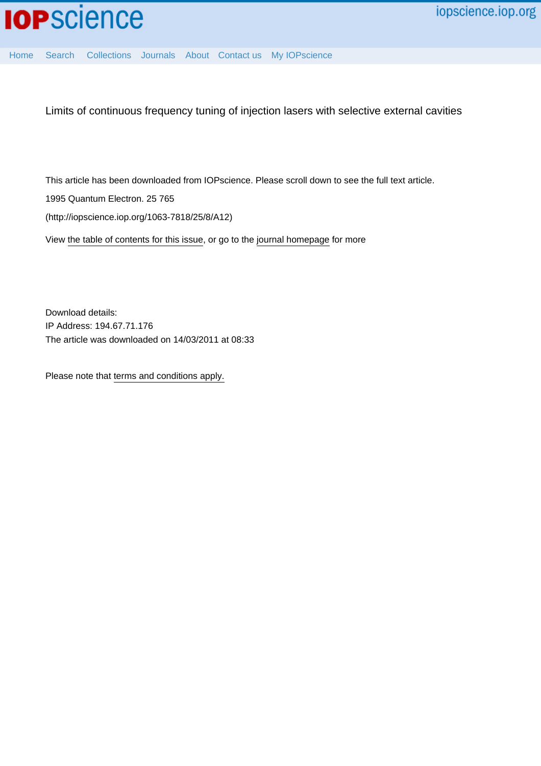# Limits of continuous frequency tuning of injection lasers with selective external cavities

This article has been downloaded from IOPscience. Please scroll down to see the full text article.

1995 Quantum Electron. 25 765

(http://iopscience.iop.org/1063-7818/25/8/A12)

View the table of contents for this issue, or go to the journal homepage for more

Download details:
IP Address: 194.67.71.176
The article was downloaded on 14/03/2011 at 08:33

Please note that terms and conditions apply.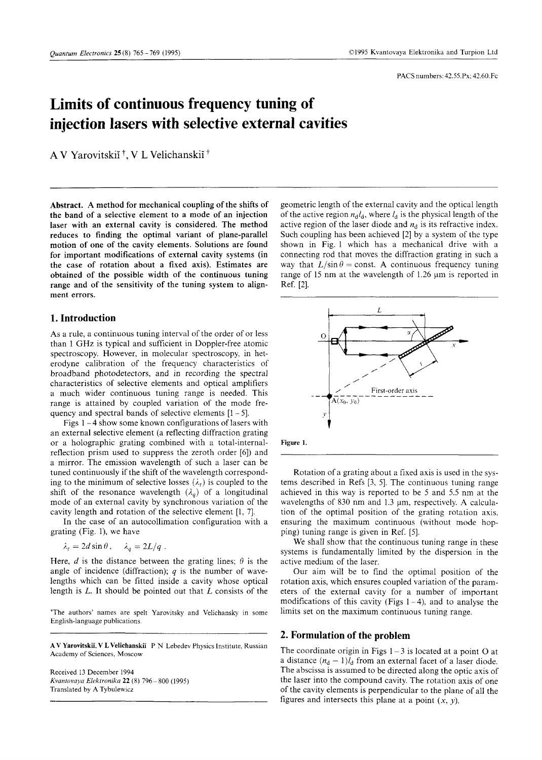# Limits of continuous frequency tuning of injection lasers with selective external cavities

A V Yarovitskiĭ [†], V L Velichanskiĭ [†]

**Abstract.** A method for mechanical coupling of the shifts of the band of a selective element to a mode of an injection laser with an external cavity is considered. The method reduces to finding the optimal variant of plane-parallel motion of one of the cavity elements. Solutions are found for important modifications of external cavity systems (in the case of rotation about a fixed axis). Estimates are obtained of the possible width of the continuous tuning range and of the sensitivity of the tuning system to alignment errors.

## 1. Introduction

As a rule, a continuous tuning interval of the order of or less than 1 GHz is typical and sufficient in Doppler-free atomic spectroscopy. However, in molecular spectroscopy, in heterodyne calibration of the frequency characteristics of broadband photodetectors, and in recording the spectral characteristics of selective elements and optical amplifiers a much wider continuous tuning range is needed. This range is attained by coupled variation of the mode frequency and spectral bands of selective elements [1–5].

Figs 1–4 show some known configurations of lasers with an external selective element (a reflecting diffraction grating or a holographic grating combined with a total-internal-reflection prism used to suppress the zeroth order [6]) and a mirror. The emission wavelength of such a laser can be tuned continuously if the shift of the wavelength corresponding to the minimum of selective losses ($\lambda_r$) is coupled to the shift of the resonance wavelength ($\lambda_q$) of a longitudinal mode of an external cavity by synchronous variation of the cavity length and rotation of the selective element [1, 7].

In the case of an autocollimation configuration with a grating (Fig. 1), we have

$$\lambda_r = 2d\sin\theta\,, \quad \lambda_q = 2L/q\,.$$

Here, $d$ is the distance between the grating lines; $\theta$ is the angle of incidence (diffraction); $q$ is the number of wavelengths which can be fitted inside a cavity whose optical length is $L$. It should be pointed out that $L$ consists of the geometric length of the external cavity and the optical length of the active region $n_d l_d$, where $l_d$ is the physical length of the active region of the laser diode and $n_d$ is its refractive index. Such coupling has been achieved [2] by a system of the type shown in Fig. 1 which has a mechanical drive with a connecting rod that moves the diffraction grating in such a way that $L/\sin\theta = \text{const}$. A continuous frequency tuning range of 15 nm at the wavelength of 1.26 μm is reported in Ref. [2].

Figure 1.

Rotation of a grating about a fixed axis is used in the systems described in Refs [3, 5]. The continuous tuning range achieved in this way is reported to be 5 and 5.5 nm at the wavelengths of 830 nm and 1.3 μm, respectively. A calculation of the optimal position of the grating rotation axis, ensuring the maximum continuous (without mode hopping) tuning range is given in Ref. [5].

We shall show that the continuous tuning range in these systems is fundamentally limited by the dispersion in the active medium of the laser.

Our aim will be to find the optimal position of the rotation axis, which ensures coupled variation of the parameters of the external cavity for a number of important modifications of this cavity (Figs 1–4), and to analyse the limits set on the maximum continuous tuning range.

## 2. Formulation of the problem

The coordinate origin in Figs 1–3 is located at a point O at a distance $(n_d - 1)l_d$ from an external facet of a laser diode. The abscissa is assumed to be directed along the optic axis of the laser into the compound cavity. The rotation axis of one of the cavity elements is perpendicular to the plane of all the figures and intersects this plane at a point $(x, y)$.

[†]The authors' names are spelt Yarovitsky and Velichansky in some English-language publications.

**A V Yarovitskiĭ, V L Velichanskiĭ** P N Lebedev Physics Institute, Russian Academy of Sciences, Moscow

Received 13 December 1994
*Kvantovaya Elektronika* **22** (8) 796–800 (1995)
Translated by A Tybulewicz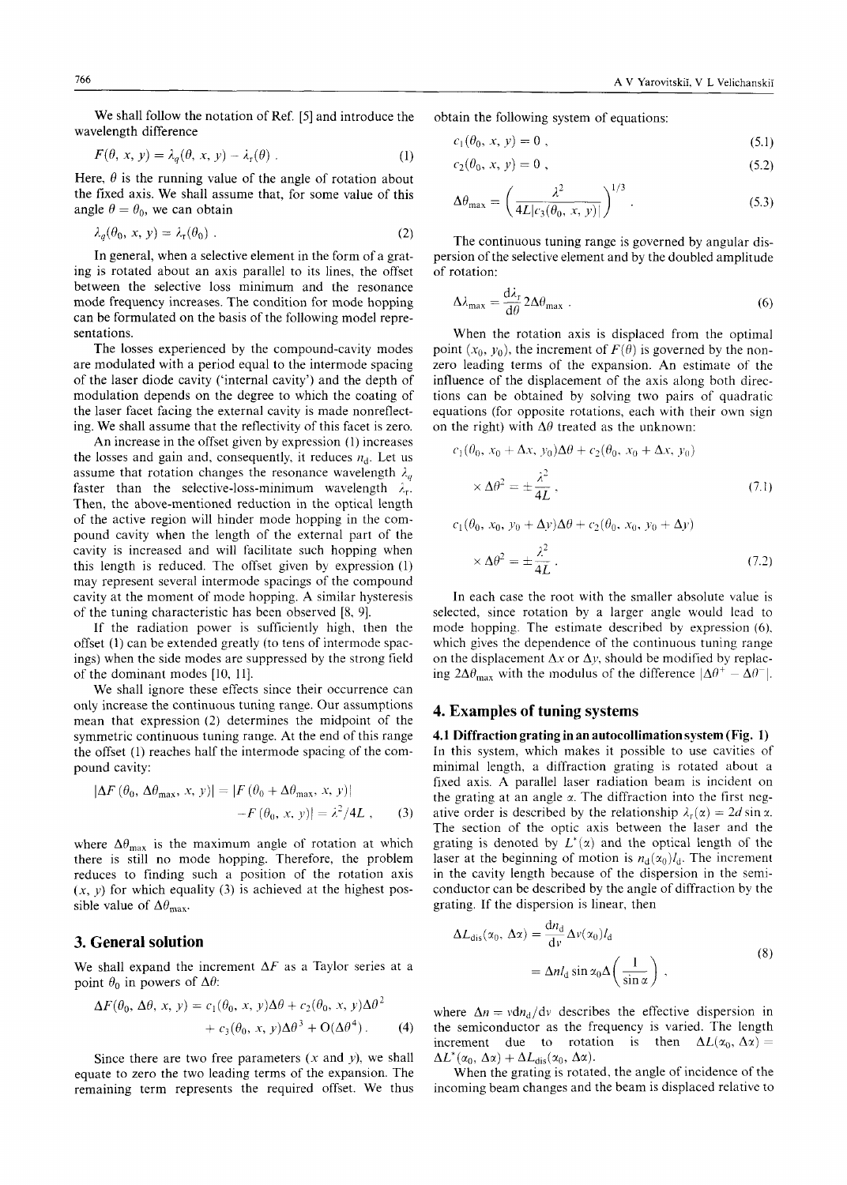We shall follow the notation of Ref. [5] and introduce the wavelength difference

$$F(\theta, x, y) = \lambda_q(\theta, x, y) - \lambda_r(\theta) . \tag{1}$$

Here, $\theta$ is the running value of the angle of rotation about the fixed axis. We shall assume that, for some value of this angle $\theta = \theta_0$, we can obtain

$$\lambda_q(\theta_0, x, y) = \lambda_r(\theta_0) . \tag{2}$$

In general, when a selective element in the form of a grating is rotated about an axis parallel to its lines, the offset between the selective loss minimum and the resonance mode frequency increases. The condition for mode hopping can be formulated on the basis of the following model representations.

The losses experienced by the compound-cavity modes are modulated with a period equal to the intermode spacing of the laser diode cavity ('internal cavity') and the depth of modulation depends on the degree to which the coating of the laser facet facing the external cavity is made nonreflecting. We shall assume that the reflectivity of this facet is zero.

An increase in the offset given by expression (1) increases the losses and gain and, consequently, it reduces $n_d$. Let us assume that rotation changes the resonance wavelength $\lambda_q$ faster than the selective-loss-minimum wavelength $\lambda_r$. Then, the above-mentioned reduction in the optical length of the active region will hinder mode hopping in the compound cavity when the length of the external part of the cavity is increased and will facilitate such hopping when this length is reduced. The offset given by expression (1) may represent several intermode spacings of the compound cavity at the moment of mode hopping. A similar hysteresis of the tuning characteristic has been observed [8, 9].

If the radiation power is sufficiently high, then the offset (1) can be extended greatly (to tens of intermode spacings) when the side modes are suppressed by the strong field of the dominant modes [10, 11].

We shall ignore these effects since their occurrence can only increase the continuous tuning range. Our assumptions mean that expression (2) determines the midpoint of the symmetric continuous tuning range. At the end of this range the offset (1) reaches half the intermode spacing of the compound cavity:

$$|\Delta F(\theta_0, \Delta\theta_{\max}, x, y)| = |F(\theta_0 + \Delta\theta_{\max}, x, y)| - F(\theta_0, x, y)| = \lambda^2/4L , \tag{3}$$

where $\Delta\theta_{\max}$ is the maximum angle of rotation at which there is still no mode hopping. Therefore, the problem reduces to finding such a position of the rotation axis $(x, y)$ for which equality (3) is achieved at the highest possible value of $\Delta\theta_{\max}$.

## 3. General solution

We shall expand the increment $\Delta F$ as a Taylor series at a point $\theta_0$ in powers of $\Delta\theta$:

$$\Delta F(\theta_0, \Delta\theta, x, y) = c_1(\theta_0, x, y)\Delta\theta + c_2(\theta_0, x, y)\Delta\theta^2 + c_3(\theta_0, x, y)\Delta\theta^3 + O(\Delta\theta^4) . \tag{4}$$

Since there are two free parameters ($x$ and $y$), we shall equate to zero the two leading terms of the expansion. The remaining term represents the required offset. We thus obtain the following system of equations:

$$c_1(\theta_0, x, y) = 0 , \tag{5.1}$$

$$c_2(\theta_0, x, y) = 0 , \tag{5.2}$$

$$\Delta\theta_{\max} = \left( \frac{\lambda^2}{4L|c_3(\theta_0, x, y)|} \right)^{1/3} . \tag{5.3}$$

The continuous tuning range is governed by angular dispersion of the selective element and by the doubled amplitude of rotation:

$$\Delta\lambda_{\max} = \frac{d\lambda_r}{d\theta} 2\Delta\theta_{\max} . \tag{6}$$

When the rotation axis is displaced from the optimal point $(x_0, y_0)$, the increment of $F(\theta)$ is governed by the nonzero leading terms of the expansion. An estimate of the influence of the displacement of the axis along both directions can be obtained by solving two pairs of quadratic equations (for opposite rotations, each with their own sign on the right) with $\Delta\theta$ treated as the unknown:

$$c_1(\theta_0, x_0 + \Delta x, y_0)\Delta\theta + c_2(\theta_0, x_0 + \Delta x, y_0) \times \Delta\theta^2 = \pm\frac{\lambda^2}{4L} , \tag{7.1}$$

$$c_1(\theta_0, x_0, y_0 + \Delta y)\Delta\theta + c_2(\theta_0, x_0, y_0 + \Delta y) \times \Delta\theta^2 = \pm\frac{\lambda^2}{4L} . \tag{7.2}$$

In each case the root with the smaller absolute value is selected, since rotation by a larger angle would lead to mode hopping. The estimate described by expression (6), which gives the dependence of the continuous tuning range on the displacement $\Delta x$ or $\Delta y$, should be modified by replacing $2\Delta\theta_{\max}$ with the modulus of the difference $|\Delta\theta^+ - \Delta\theta^-|$.

## 4. Examples of tuning systems

### 4.1 Diffraction grating in an autocollimation system (Fig. 1)

In this system, which makes it possible to use cavities of minimal length, a diffraction grating is rotated about a fixed axis. A parallel laser radiation beam is incident on the grating at an angle $\alpha$. The diffraction into the first negative order is described by the relationship $\lambda_r(\alpha) = 2d\sin\alpha$. The section of the optic axis between the laser and the grating is denoted by $L^*(\alpha)$ and the optical length of the laser at the beginning of motion is $n_d(\alpha_0)l_d$. The increment in the cavity length because of the dispersion in the semiconductor can be described by the angle of diffraction by the grating. If the dispersion is linear, then

$$\Delta L_{\text{dis}}(\alpha_0, \Delta\alpha) = \frac{dn_d}{d\nu}\Delta\nu(\alpha_0)l_d = \Delta n l_d \sin\alpha_0 \Delta\left(\frac{1}{\sin\alpha}\right) , \tag{8}$$

where $\Delta n = \nu dn_d/d\nu$ describes the effective dispersion in the semiconductor as the frequency is varied. The length increment due to rotation is then $\Delta L(\alpha_0, \Delta\alpha) = \Delta L^*(\alpha_0, \Delta\alpha) + \Delta L_{\text{dis}}(\alpha_0, \Delta\alpha)$.

When the grating is rotated, the angle of incidence of the incoming beam changes and the beam is displaced relative to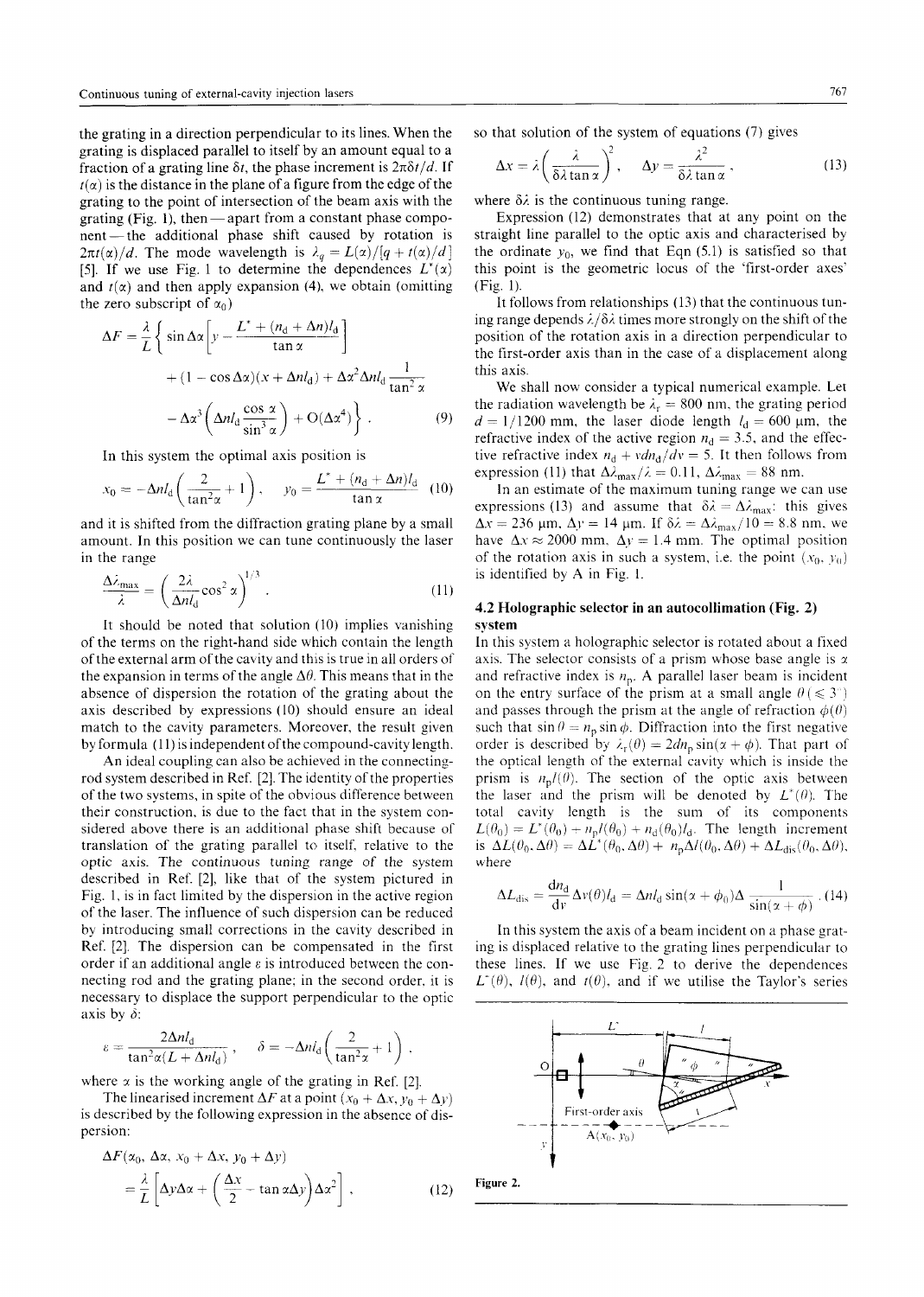the grating in a direction perpendicular to its lines. When the grating is displaced parallel to itself by an amount equal to a fraction of a grating line $\delta t$, the phase increment is $2\pi\delta t/d$. If $t(\alpha)$ is the distance in the plane of a figure from the edge of the grating to the point of intersection of the beam axis with the grating (Fig. 1), then — apart from a constant phase component — the additional phase shift caused by rotation is $2\pi t(\alpha)/d$. The mode wavelength is $\lambda_q = L(\alpha)/[q + t(\alpha)/d]$ [5]. If we use Fig. 1 to determine the dependences $L^*(\alpha)$ and $t(\alpha)$ and then apply expansion (4), we obtain (omitting the zero subscript of $\alpha_0$)

$$\Delta F = \frac{\lambda}{L}\left\{ \sin\Delta\alpha\left[ y - \frac{L^* + (n_d + \Delta n)l_d}{\tan\alpha} \right] + (1 - \cos\Delta\alpha)(x + \Delta n l_d) + \Delta\alpha^2 \Delta n l_d \frac{1}{\tan^2\alpha} - \Delta\alpha^3\left( \Delta n l_d \frac{\cos\alpha}{\sin^3\alpha} \right) + \mathrm{O}(\Delta\alpha^4) \right\}. \quad (9)$$

In this system the optimal axis position is

$$x_0 = -\Delta n l_d\left( \frac{2}{\tan^2\alpha} + 1 \right), \quad y_0 = \frac{L^* + (n_d + \Delta n)l_d}{\tan\alpha} \quad (10)$$

and it is shifted from the diffraction grating plane by a small amount. In this position we can tune continuously the laser in the range

$$\frac{\Delta\lambda_{\max}}{\lambda} = \left( \frac{2\lambda}{\Delta n l_d}\cos^2\alpha \right)^{1/3}. \quad (11)$$

It should be noted that solution (10) implies vanishing of the terms on the right-hand side which contain the length of the external arm of the cavity and this is true in all orders of the expansion in terms of the angle $\Delta\theta$. This means that in the absence of dispersion the rotation of the grating about the axis described by expressions (10) should ensure an ideal match to the cavity parameters. Moreover, the result given by formula (11) is independent of the compound-cavity length.

An ideal coupling can also be achieved in the connecting-rod system described in Ref. [2]. The identity of the properties of the two systems, in spite of the obvious difference between their construction, is due to the fact that in the system considered above there is an additional phase shift because of translation of the grating parallel to itself, relative to the optic axis. The continuous tuning range of the system described in Ref. [2], like that of the system pictured in Fig. 1, is in fact limited by the dispersion in the active region of the laser. The influence of such dispersion can be reduced by introducing small corrections in the cavity described in Ref. [2]. The dispersion can be compensated in the first order if an additional angle $\varepsilon$ is introduced between the connecting rod and the grating plane; in the second order, it is necessary to displace the support perpendicular to the optic axis by $\delta$:

$$\varepsilon = \frac{2\Delta n l_d}{\tan^2\alpha(L + \Delta n l_d)}, \quad \delta = -\Delta n l_d\left( \frac{2}{\tan^2\alpha} + 1 \right),$$

where $\alpha$ is the working angle of the grating in Ref. [2].

The linearised increment $\Delta F$ at a point $(x_0 + \Delta x, y_0 + \Delta y)$ is described by the following expression in the absence of dispersion:

$$\Delta F(\alpha_0, \Delta\alpha, x_0 + \Delta x, y_0 + \Delta y) = \frac{\lambda}{L}\left[ \Delta y\Delta\alpha + \left( \frac{\Delta x}{2} - \tan\alpha\Delta y \right)\Delta\alpha^2 \right], \quad (12)$$

so that solution of the system of equations (7) gives

$$\Delta x = \lambda\left( \frac{\lambda}{\delta\lambda\tan\alpha} \right)^2, \quad \Delta y = \frac{\lambda^2}{\delta\lambda\tan\alpha}, \quad (13)$$

where $\delta\lambda$ is the continuous tuning range.

Expression (12) demonstrates that at any point on the straight line parallel to the optic axis and characterised by the ordinate $y_0$, we find that Eqn (5.1) is satisfied so that this point is the geometric locus of the 'first-order axes' (Fig. 1).

It follows from relationships (13) that the continuous tuning range depends $\lambda/\delta\lambda$ times more strongly on the shift of the position of the rotation axis in a direction perpendicular to the first-order axis than in the case of a displacement along this axis.

We shall now consider a typical numerical example. Let the radiation wavelength be $\lambda_r = 800$ nm, the grating period $d = 1/1200$ mm, the laser diode length $l_d = 600$ μm, the refractive index of the active region $n_d = 3.5$, and the effective refractive index $n_d + \nu dn_d/d\nu = 5$. It then follows from expression (11) that $\Delta\lambda_{\max}/\lambda = 0.11$, $\Delta\lambda_{\max} = 88$ nm.

In an estimate of the maximum tuning range we can use expressions (13) and assume that $\delta\lambda = \Delta\lambda_{\max}$: this gives $\Delta x = 236$ μm, $\Delta y = 14$ μm. If $\delta\lambda = \Delta\lambda_{\max}/10 = 8.8$ nm, we have $\Delta x \approx 2000$ mm, $\Delta y = 1.4$ mm. The optimal position of the rotation axis in such a system, i.e. the point $(x_0, y_0)$ is identified by A in Fig. 1.

### 4.2 Holographic selector in an autocollimation (Fig. 2) system

In this system a holographic selector is rotated about a fixed axis. The selector consists of a prism whose base angle is $\alpha$ and refractive index is $n_p$. A parallel laser beam is incident on the entry surface of the prism at a small angle $\theta$ ($\leqslant 3°$) and passes through the prism at the angle of refraction $\phi(\theta)$ such that $\sin\theta = n_p\sin\phi$. Diffraction into the first negative order is described by $\lambda_r(\theta) = 2dn_p\sin(\alpha + \phi)$. That part of the optical length of the external cavity which is inside the prism is $n_p l(\theta)$. The section of the optic axis between the laser and the prism will be denoted by $L^*(\theta)$. The total cavity length is the sum of its components $L(\theta_0) = L^*(\theta_0) + n_p l(\theta_0) + n_d(\theta_0)l_d$. The length increment is $\Delta L(\theta_0, \Delta\theta) = \Delta L^*(\theta_0, \Delta\theta) + n_p\Delta l(\theta_0, \Delta\theta) + \Delta L_{\mathrm{dis}}(\theta_0, \Delta\theta)$, where

$$\Delta L_{\mathrm{dis}} = \frac{dn_d}{d\nu}\Delta\nu(\theta)l_d = \Delta n l_d\sin(\alpha + \phi_0)\Delta\frac{1}{\sin(\alpha + \phi)}. \quad (14)$$

In this system the axis of a beam incident on a phase grating is displaced relative to the grating lines perpendicular to these lines. If we use Fig. 2 to derive the dependences $L^*(\theta)$, $l(\theta)$, and $t(\theta)$, and if we utilise the Taylor's series

Figure 2.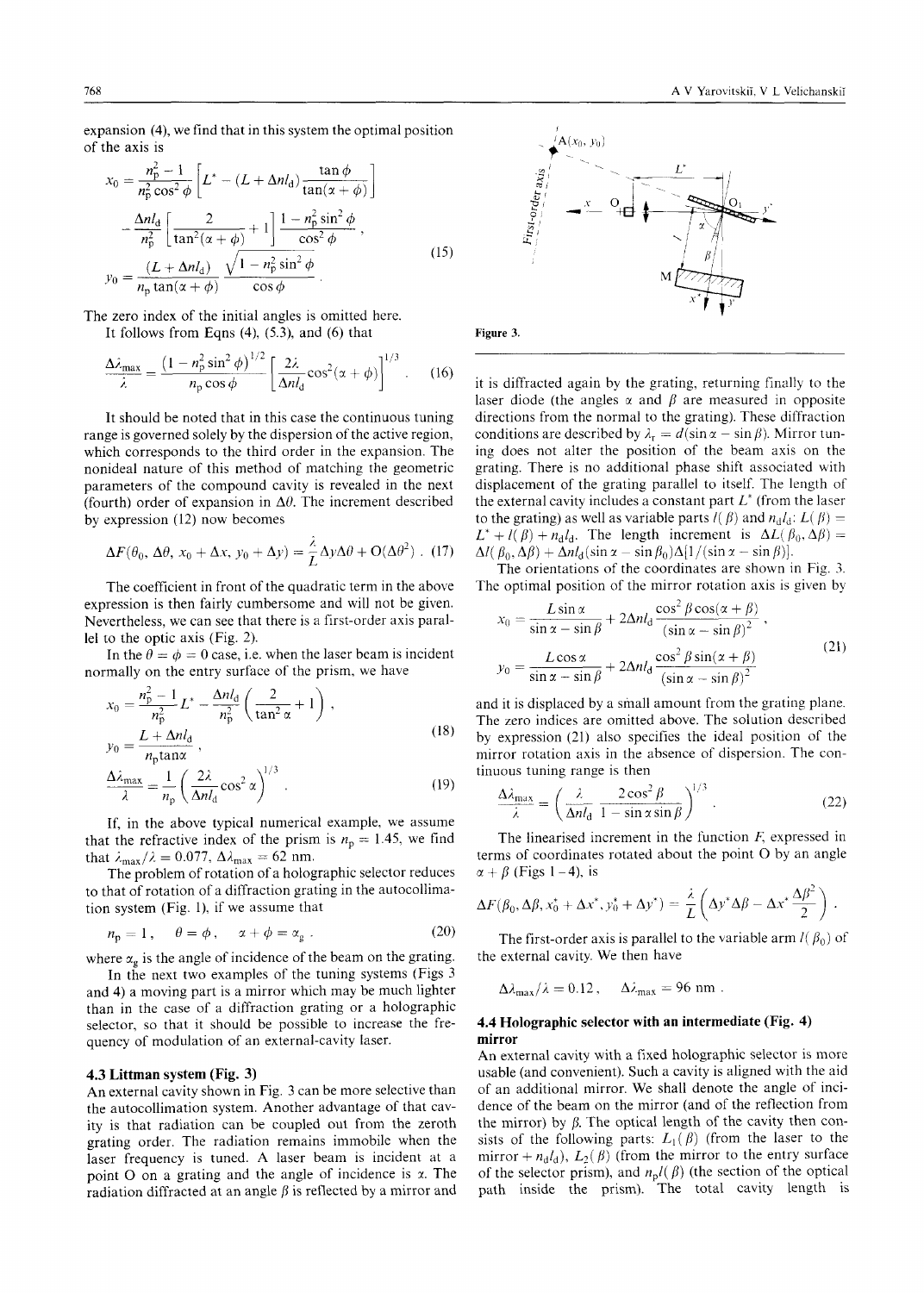expansion (4), we find that in this system the optimal position of the axis is

$$x_0 = \frac{n_p^2 - 1}{n_p^2 \cos^2\phi}\left[L^* - (L + \Delta n l_d)\frac{\tan\phi}{\tan(\alpha+\phi)}\right]$$
$$- \frac{\Delta n l_d}{n_p^2}\left[\frac{2}{\tan^2(\alpha+\phi)} + 1\right]\frac{1 - n_p^2\sin^2\phi}{\cos^2\phi} ,$$
$$y_0 = \frac{(L + \Delta n l_d)}{n_p \tan(\alpha+\phi)}\,\frac{\sqrt{1 - n_p^2\sin^2\phi}}{\cos\phi} . \quad (15)$$

The zero index of the initial angles is omitted here.

It follows from Eqns (4), (5.3), and (6) that

$$\frac{\Delta\lambda_{\max}}{\lambda} = \frac{(1 - n_p^2\sin^2\phi)^{1/2}}{n_p\cos\phi}\left[\frac{2\lambda}{\Delta n l_d}\cos^2(\alpha+\phi)\right]^{1/3} . \quad (16)$$

It should be noted that in this case the continuous tuning range is governed solely by the dispersion of the active region, which corresponds to the third order in the expansion. The nonideal nature of this method of matching the geometric parameters of the compound cavity is revealed in the next (fourth) order of expansion in $\Delta\theta$. The increment described by expression (12) now becomes

$$\Delta F(\theta_0, \Delta\theta, x_0 + \Delta x, y_0 + \Delta y) = \frac{\lambda}{L}\Delta y\Delta\theta + O(\Delta\theta^2) . \quad (17)$$

The coefficient in front of the quadratic term in the above expression is then fairly cumbersome and will not be given. Nevertheless, we can see that there is a first-order axis parallel to the optic axis (Fig. 2).

In the $\theta = \phi = 0$ case, i.e. when the laser beam is incident normally on the entry surface of the prism, we have

$$x_0 = \frac{n_p^2 - 1}{n_p^2}L^* - \frac{\Delta n l_d}{n_p^2}\left(\frac{2}{\tan^2\alpha} + 1\right) ,$$
$$y_0 = \frac{L + \Delta n l_d}{n_p \tan\alpha} , \quad (18)$$

$$\frac{\Delta\lambda_{\max}}{\lambda} = \frac{1}{n_p}\left(\frac{2\lambda}{\Delta n l_d}\cos^2\alpha\right)^{1/3} . \quad (19)$$

If, in the above typical numerical example, we assume that the refractive index of the prism is $n_p = 1.45$, we find that $\lambda_{\max}/\lambda = 0.077$, $\Delta\lambda_{\max} = 62$ nm.

The problem of rotation of a holographic selector reduces to that of rotation of a diffraction grating in the autocollimation system (Fig. 1), if we assume that

$$n_p = 1 , \quad \theta = \phi , \quad \alpha + \phi = \alpha_g , \quad (20)$$

where $\alpha_g$ is the angle of incidence of the beam on the grating.

In the next two examples of the tuning systems (Figs 3 and 4) a moving part is a mirror which may be much lighter than in the case of a diffraction grating or a holographic selector, so that it should be possible to increase the frequency of modulation of an external-cavity laser.

### 4.3 Littman system (Fig. 3)

An external cavity shown in Fig. 3 can be more selective than the autocollimation system. Another advantage of that cavity is that radiation can be coupled out from the zeroth grating order. The radiation remains immobile when the laser frequency is tuned. A laser beam is incident at a point O on a grating and the angle of incidence is $\alpha$. The radiation diffracted at an angle $\beta$ is reflected by a mirror and it is diffracted again by the grating, returning finally to the laser diode (the angles $\alpha$ and $\beta$ are measured in opposite directions from the normal to the grating). These diffraction conditions are described by $\lambda_r = d(\sin\alpha - \sin\beta)$. Mirror tuning does not alter the position of the beam axis on the grating. There is no additional phase shift associated with displacement of the grating parallel to itself. The length of the external cavity includes a constant part $L^*$ (from the laser to the grating) as well as variable parts $l(\beta)$ and $n_d l_d$: $L(\beta) = L^* + l(\beta) + n_d l_d$. The length increment is $\Delta L(\beta_0, \Delta\beta) = \Delta l(\beta_0, \Delta\beta) + \Delta n l_d(\sin\alpha - \sin\beta_0)\Delta[1/(\sin\alpha - \sin\beta)]$.

Figure 3.

The orientations of the coordinates are shown in Fig. 3. The optimal position of the mirror rotation axis is given by

$$x_0 = \frac{L\sin\alpha}{\sin\alpha - \sin\beta} + 2\Delta n l_d \frac{\cos^2\beta\cos(\alpha+\beta)}{(\sin\alpha - \sin\beta)^2} ,$$
$$y_0 = \frac{L\cos\alpha}{\sin\alpha - \sin\beta} + 2\Delta n l_d \frac{\cos^2\beta\sin(\alpha+\beta)}{(\sin\alpha - \sin\beta)^2} \quad (21)$$

and it is displaced by a small amount from the grating plane. The zero indices are omitted above. The solution described by expression (21) also specifies the ideal position of the mirror rotation axis in the absence of dispersion. The continuous tuning range is then

$$\frac{\Delta\lambda_{\max}}{\lambda} = \left(\frac{\lambda}{\Delta n l_d}\,\frac{2\cos^2\beta}{1 - \sin\alpha\sin\beta}\right)^{1/3} . \quad (22)$$

The linearised increment in the function $F$, expressed in terms of coordinates rotated about the point O by an angle $\alpha + \beta$ (Figs 1–4), is

$$\Delta F(\beta_0, \Delta\beta, x_0^* + \Delta x^*, y_0^* + \Delta y^*) = \frac{\lambda}{L}\left(\Delta y^*\Delta\beta - \Delta x^*\frac{\Delta\beta^2}{2}\right) .$$

The first-order axis is parallel to the variable arm $l(\beta_0)$ of the external cavity. We then have

$$\Delta\lambda_{\max}/\lambda = 0.12 , \quad \Delta\lambda_{\max} = 96 \text{ nm} .$$

### 4.4 Holographic selector with an intermediate (Fig. 4) mirror

An external cavity with a fixed holographic selector is more usable (and convenient). Such a cavity is aligned with the aid of an additional mirror. We shall denote the angle of incidence of the beam on the mirror (and of the reflection from the mirror) by $\beta$. The optical length of the cavity then consists of the following parts: $L_1(\beta)$ (from the laser to the mirror + $n_d l_d$), $L_2(\beta)$ (from the mirror to the entry surface of the selector prism), and $n_p l(\beta)$ (the section of the optical path inside the prism). The total cavity length is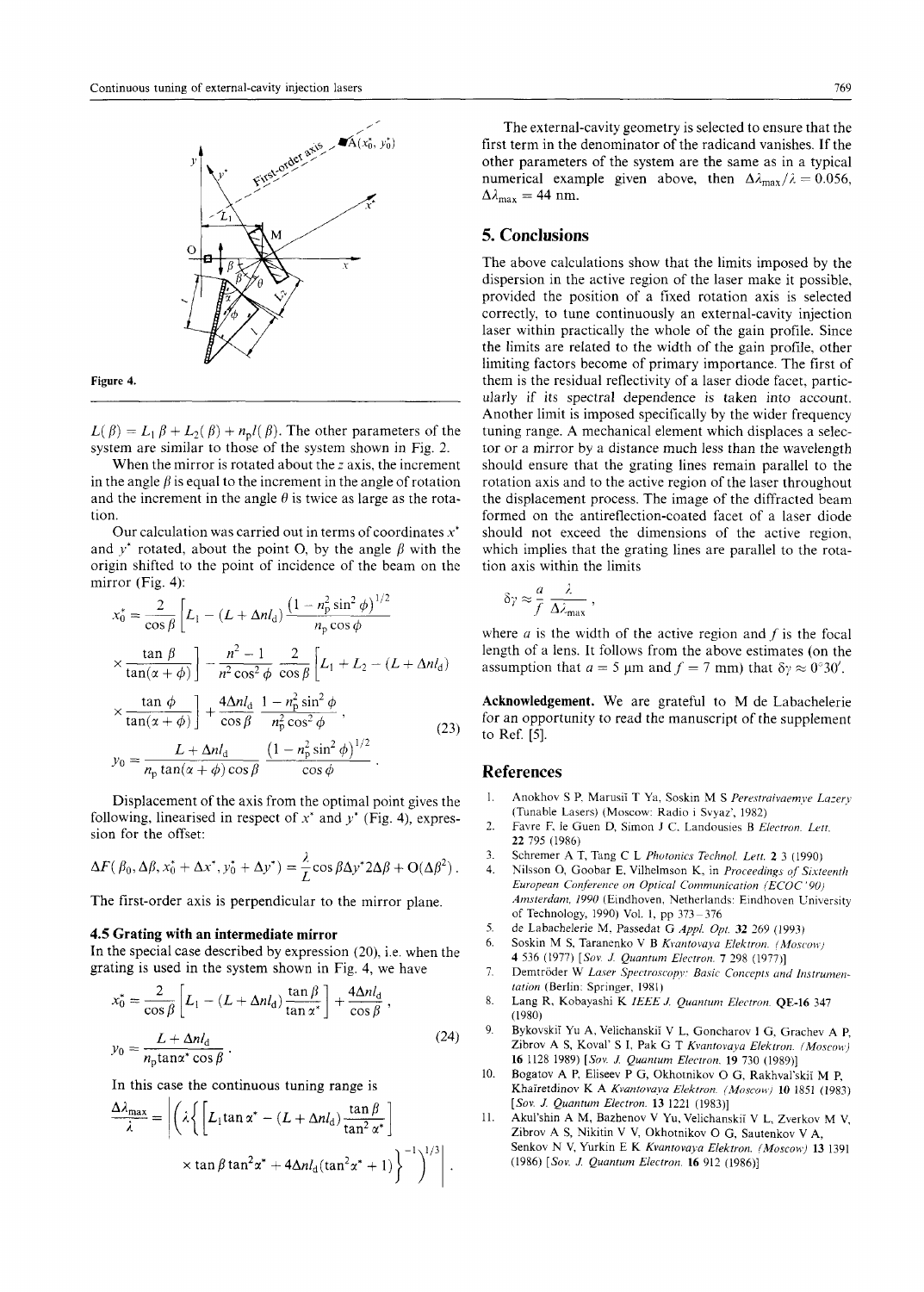Figure 4.

$L(\beta) = L_1\beta + L_2(\beta) + n_p l(\beta)$. The other parameters of the system are similar to those of the system shown in Fig. 2.

When the mirror is rotated about the $z$ axis, the increment in the angle $\beta$ is equal to the increment in the angle of rotation and the increment in the angle $\theta$ is twice as large as the rotation.

Our calculation was carried out in terms of coordinates $x^*$ and $y^*$ rotated, about the point O, by the angle $\beta$ with the origin shifted to the point of incidence of the beam on the mirror (Fig. 4):

$$x_0^* = \frac{2}{\cos\beta}\left[L_1 - (L + \Delta n l_d)\frac{(1 - n_p^2\sin^2\phi)^{1/2}}{n_p\cos\phi}\right.$$
$$\left.\times\frac{\tan\beta}{\tan(\alpha+\phi)}\right] - \frac{n^2-1}{n^2\cos^2\phi}\frac{2}{\cos\beta}\left[L_1 + L_2 - (L + \Delta n l_d)\right.$$
$$\left.\times\frac{\tan\phi}{\tan(\alpha+\phi)}\right] + \frac{4\Delta n l_d}{\cos\beta}\frac{1 - n_p^2\sin^2\phi}{n_p^2\cos^2\phi}\,,$$
$$y_0 = \frac{L + \Delta n l_d}{n_p\tan(\alpha+\phi)\cos\beta}\frac{(1 - n_p^2\sin^2\phi)^{1/2}}{\cos\phi}\,. \tag{23}$$

Displacement of the axis from the optimal point gives the following, linearised in respect of $x^*$ and $y^*$ (Fig. 4), expression for the offset:

$$\Delta F(\beta_0, \Delta\beta, x_0^* + \Delta x^*, y_0^* + \Delta y^*) = \frac{\lambda}{L}\cos\beta\Delta y^* 2\Delta\beta + O(\Delta\beta^2)\,.$$

The first-order axis is perpendicular to the mirror plane.

### 4.5 Grating with an intermediate mirror

In the special case described by expression (20), i.e. when the grating is used in the system shown in Fig. 4, we have

$$x_0^* = \frac{2}{\cos\beta}\left[L_1 - (L + \Delta n l_d)\frac{\tan\beta}{\tan\alpha^*}\right] + \frac{4\Delta n l_d}{\cos\beta}\,,$$
$$y_0 = \frac{L + \Delta n l_d}{n_p\tan\alpha^*\cos\beta}\,. \tag{24}$$

In this case the continuous tuning range is

$$\frac{\Delta\lambda_{max}}{\lambda} = \left|\left(\lambda\left\{\left[L_1\tan\alpha^* - (L + \Delta n l_d)\frac{\tan\beta}{\tan^2\alpha^*}\right]\right.\right.\right.$$
$$\left.\left.\left.\times\tan\beta\tan^2\alpha^* + 4\Delta n l_d(\tan^2\alpha^* + 1)\right\}^{-1}\right)^{1/3}\right|\,.$$

The external-cavity geometry is selected to ensure that the first term in the denominator of the radicand vanishes. If the other parameters of the system are the same as in a typical numerical example given above, then $\Delta\lambda_{max}/\lambda = 0.056$, $\Delta\lambda_{max} = 44$ nm.

## 5. Conclusions

The above calculations show that the limits imposed by the dispersion in the active region of the laser make it possible, provided the position of a fixed rotation axis is selected correctly, to tune continuously an external-cavity injection laser within practically the whole of the gain profile. Since the limits are related to the width of the gain profile, other limiting factors become of primary importance. The first of them is the residual reflectivity of a laser diode facet, particularly if its spectral dependence is taken into account. Another limit is imposed specifically by the wider frequency tuning range. A mechanical element which displaces a selector or a mirror by a distance much less than the wavelength should ensure that the grating lines remain parallel to the rotation axis and to the active region of the laser throughout the displacement process. The image of the diffracted beam formed on the antireflection-coated facet of a laser diode should not exceed the dimensions of the active region, which implies that the grating lines are parallel to the rotation axis within the limits

$$\delta\gamma \approx \frac{a}{f}\frac{\lambda}{\Delta\lambda_{max}}\,,$$

where $a$ is the width of the active region and $f$ is the focal length of a lens. It follows from the above estimates (on the assumption that $a = 5$ μm and $f = 7$ mm) that $\delta\gamma \approx 0°30'$.

**Acknowledgement.** We are grateful to M de Labachelerie for an opportunity to read the manuscript of the supplement to Ref. [5].

## References

1. Anokhov S P, Marusii T Ya, Soskin M S *Perestraivaemye Lazery* (Tunable Lasers) (Moscow: Radio i Svyaz', 1982)
2. Favre F, le Guen D, Simon J C, Landousies B *Electron. Lett.* **22** 795 (1986)
3. Schremer A T, Tang C L *Photonics Technol. Lett.* **2** 3 (1990)
4. Nilsson O, Goobar E, Vilhelmson K, in *Proceedings of Sixteenth European Conference on Optical Communication (ECOC'90) Amsterdam, 1990* (Eindhoven, Netherlands: Eindhoven University of Technology, 1990) Vol. 1, pp 373–376
5. de Labachelerie M, Passedat G *Appl. Opt.* **32** 269 (1993)
6. Soskin M S, Taranenko V B *Kvantovaya Elektron. (Moscow)* **4** 536 (1977) [*Sov. J. Quantum Electron.* **7** 298 (1977)]
7. Demtröder W *Laser Spectroscopy: Basic Concepts and Instrumentation* (Berlin: Springer, 1981)
8. Lang R, Kobayashi K *IEEE J. Quantum Electron.* **QE-16** 347 (1980)
9. Bykovskiĭ Yu A, Velichanskiĭ V L, Goncharov I G, Grachev A P, Zibrov A S, Koval' S I, Pak G T *Kvantovaya Elektron. (Moscow)* **16** 1128 1989) [*Sov. J. Quantum Electron.* **19** 730 (1989)]
10. Bogatov A P, Eliseev P G, Okhotnikov O G, Rakhval'skiĭ M P, Khaĭretdinov K A *Kvantovaya Elektron. (Moscow)* **10** 1851 (1983) [*Sov. J. Quantum Electron.* **13** 1221 (1983)]
11. Akul'shin A M, Bazhenov V Yu, Velichanskiĭ V L, Zverkov M V, Zibrov A S, Nikitin V V, Okhotnikov O G, Sautenkov V A, Senkov N V, Yurkin E K *Kvantovaya Elektron. (Moscow)* **13** 1391 (1986) [*Sov. J. Quantum Electron.* **16** 912 (1986)]